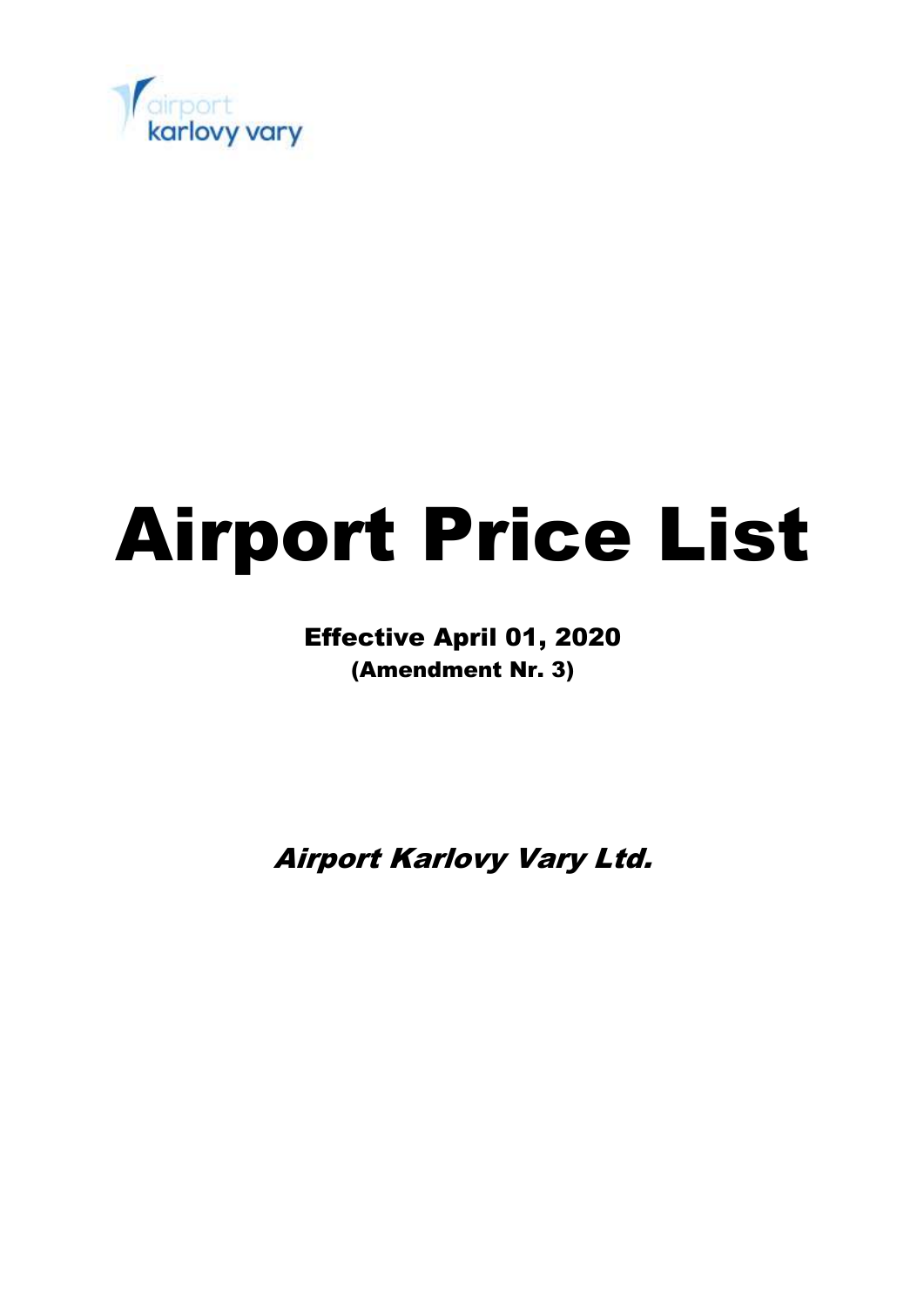airport karlovy vary

# Airport Price List

**Effective April 01, 2020**
**(Amendment Nr. 3)**

***Airport Karlovy Vary Ltd.***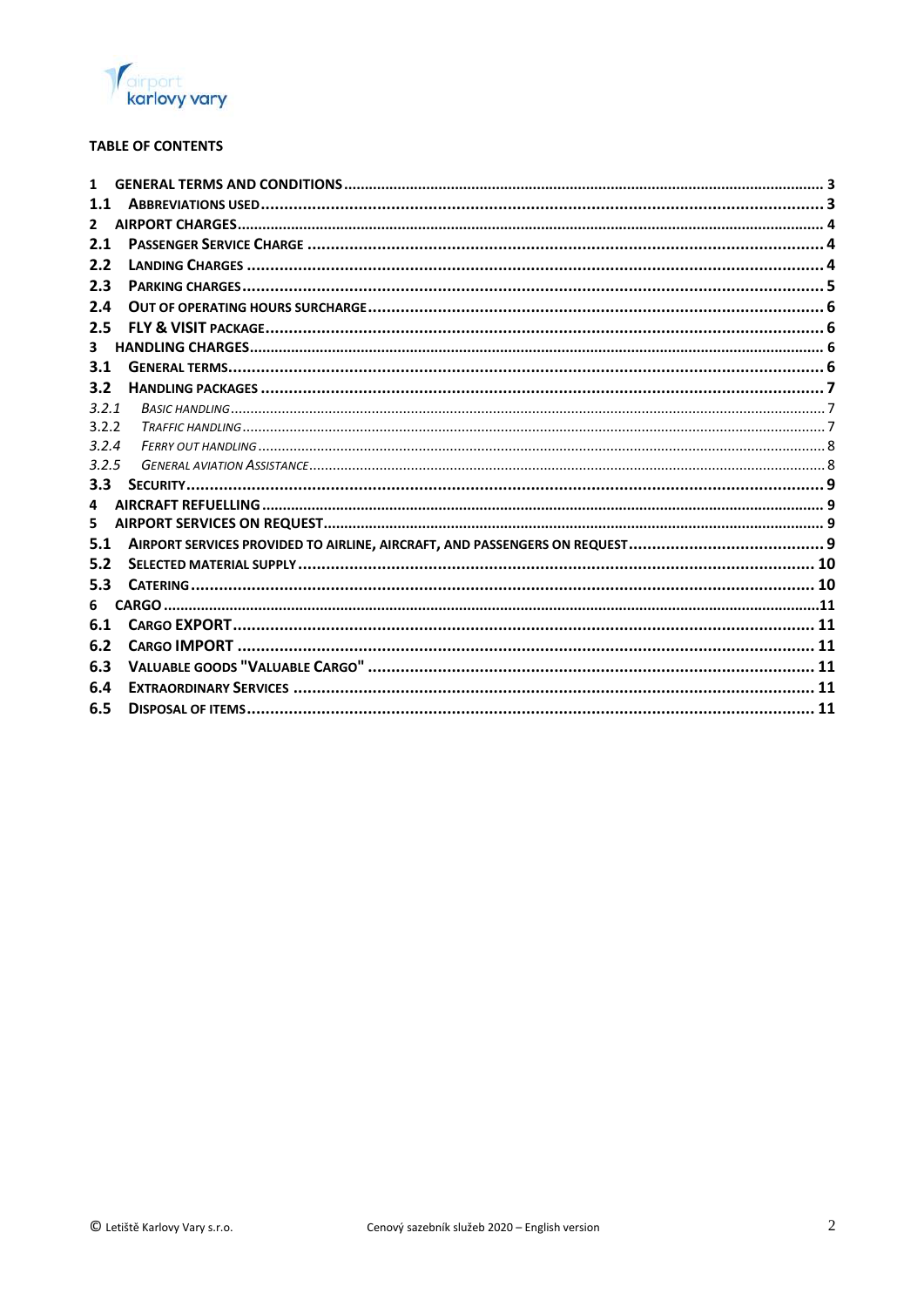**TABLE OF CONTENTS**

1 GENERAL TERMS AND CONDITIONS ... 3
1.1 ABBREVIATIONS USED ... 3
2 AIRPORT CHARGES ... 4
2.1 PASSENGER SERVICE CHARGE ... 4
2.2 LANDING CHARGES ... 4
2.3 PARKING CHARGES ... 5
2.4 OUT OF OPERATING HOURS SURCHARGE ... 6
2.5 FLY & VISIT PACKAGE ... 6
3 HANDLING CHARGES ... 6
3.1 GENERAL TERMS ... 6
3.2 HANDLING PACKAGES ... 7
3.2.1 BASIC HANDLING ... 7
3.2.2 TRAFFIC HANDLING ... 7
3.2.4 FERRY OUT HANDLING ... 8
3.2.5 GENERAL AVIATION ASSISTANCE ... 8
3.3 SECURITY ... 9
4 AIRCRAFT REFUELLING ... 9
5 AIRPORT SERVICES ON REQUEST ... 9
5.1 AIRPORT SERVICES PROVIDED TO AIRLINE, AIRCRAFT, AND PASSENGERS ON REQUEST ... 9
5.2 SELECTED MATERIAL SUPPLY ... 10
5.3 CATERING ... 10
6 CARGO ... 11
6.1 CARGO EXPORT ... 11
6.2 CARGO IMPORT ... 11
6.3 VALUABLE GOODS "VALUABLE CARGO" ... 11
6.4 EXTRAORDINARY SERVICES ... 11
6.5 DISPOSAL OF ITEMS ... 11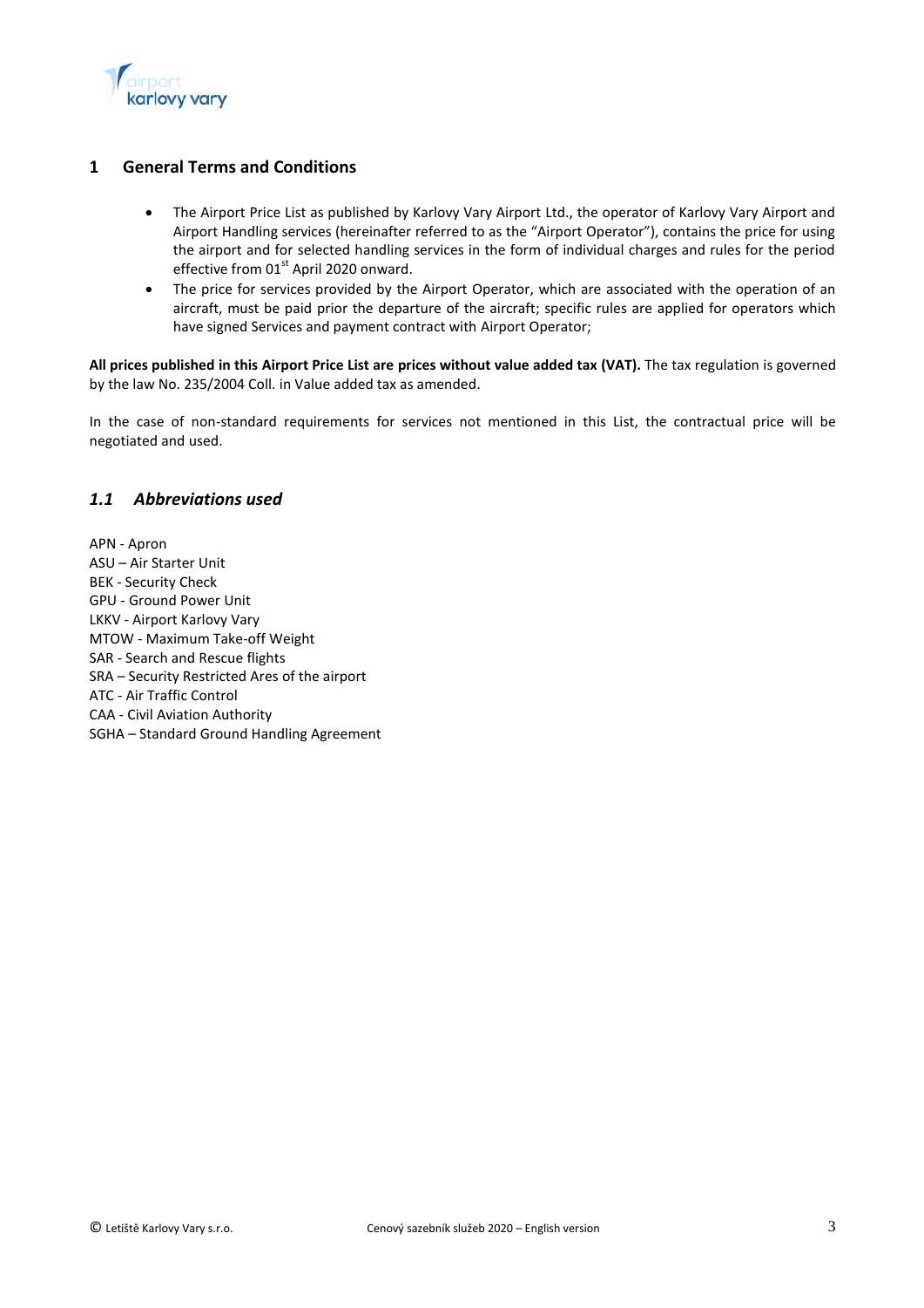# 1 General Terms and Conditions

- The Airport Price List as published by Karlovy Vary Airport Ltd., the operator of Karlovy Vary Airport and Airport Handling services (hereinafter referred to as the "Airport Operator"), contains the price for using the airport and for selected handling services in the form of individual charges and rules for the period effective from 01st April 2020 onward.
- The price for services provided by the Airport Operator, which are associated with the operation of an aircraft, must be paid prior the departure of the aircraft; specific rules are applied for operators which have signed Services and payment contract with Airport Operator;

**All prices published in this Airport Price List are prices without value added tax (VAT).** The tax regulation is governed by the law No. 235/2004 Coll. in Value added tax as amended.

In the case of non-standard requirements for services not mentioned in this List, the contractual price will be negotiated and used.

## *1.1 Abbreviations used*

APN - Apron
ASU – Air Starter Unit
BEK - Security Check
GPU - Ground Power Unit
LKKV - Airport Karlovy Vary
MTOW - Maximum Take-off Weight
SAR - Search and Rescue flights
SRA – Security Restricted Ares of the airport
ATC - Air Traffic Control
CAA - Civil Aviation Authority
SGHA – Standard Ground Handling Agreement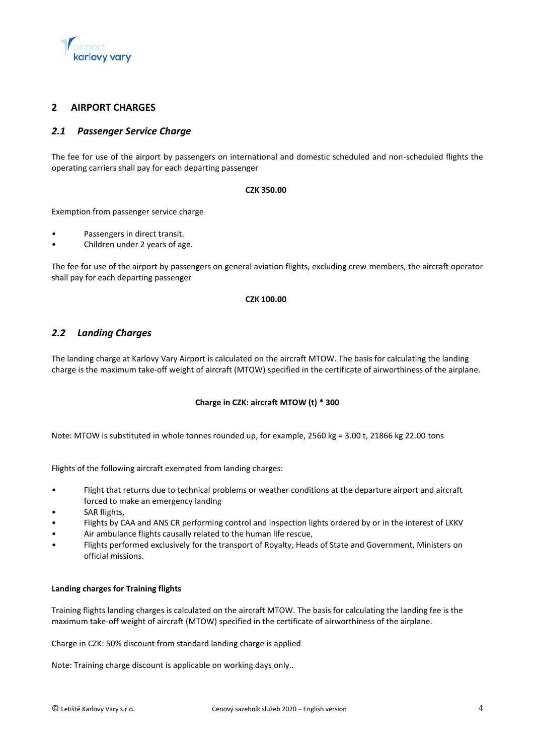## 2 AIRPORT CHARGES

### *2.1 Passenger Service Charge*

The fee for use of the airport by passengers on international and domestic scheduled and non-scheduled flights the operating carriers shall pay for each departing passenger

**CZK 350.00**

Exemption from passenger service charge

- Passengers in direct transit.
- Children under 2 years of age.

The fee for use of the airport by passengers on general aviation flights, excluding crew members, the aircraft operator shall pay for each departing passenger

**CZK 100.00**

### *2.2 Landing Charges*

The landing charge at Karlovy Vary Airport is calculated on the aircraft MTOW. The basis for calculating the landing charge is the maximum take-off weight of aircraft (MTOW) specified in the certificate of airworthiness of the airplane.

**Charge in CZK: aircraft MTOW (t) * 300**

Note: MTOW is substituted in whole tonnes rounded up, for example, 2560 kg = 3.00 t, 21866 kg 22.00 tons

Flights of the following aircraft exempted from landing charges:

- Flight that returns due to technical problems or weather conditions at the departure airport and aircraft forced to make an emergency landing
- SAR flights,
- Flights by CAA and ANS CR performing control and inspection lights ordered by or in the interest of LKKV
- Air ambulance flights causally related to the human life rescue,
- Flights performed exclusively for the transport of Royalty, Heads of State and Government, Ministers on official missions.

**Landing charges for Training flights**

Training flights landing charges is calculated on the aircraft MTOW. The basis for calculating the landing fee is the maximum take-off weight of aircraft (MTOW) specified in the certificate of airworthiness of the airplane.

Charge in CZK: 50% discount from standard landing charge is applied

Note: Training charge discount is applicable on working days only..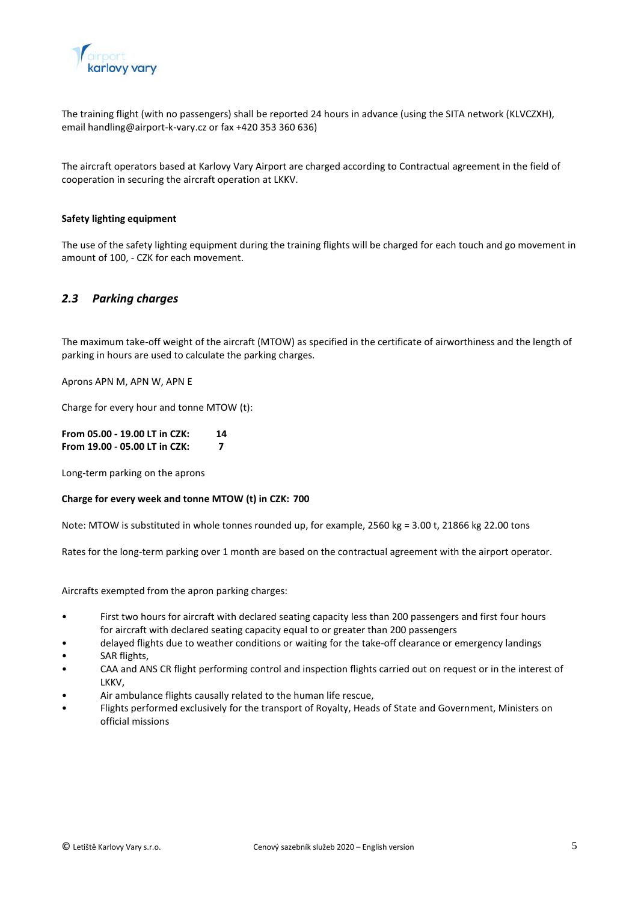The training flight (with no passengers) shall be reported 24 hours in advance (using the SITA network (KLVCZXH), email handling@airport-k-vary.cz or fax +420 353 360 636)

The aircraft operators based at Karlovy Vary Airport are charged according to Contractual agreement in the field of cooperation in securing the aircraft operation at LKKV.

**Safety lighting equipment**

The use of the safety lighting equipment during the training flights will be charged for each touch and go movement in amount of 100, - CZK for each movement.

## *2.3 Parking charges*

The maximum take-off weight of the aircraft (MTOW) as specified in the certificate of airworthiness and the length of parking in hours are used to calculate the parking charges.

Aprons APN M, APN W, APN E

Charge for every hour and tonne MTOW (t):

**From 05.00 - 19.00 LT in CZK: 14**
**From 19.00 - 05.00 LT in CZK: 7**

Long-term parking on the aprons

**Charge for every week and tonne MTOW (t) in CZK: 700**

Note: MTOW is substituted in whole tonnes rounded up, for example, 2560 kg = 3.00 t, 21866 kg 22.00 tons

Rates for the long-term parking over 1 month are based on the contractual agreement with the airport operator.

Aircrafts exempted from the apron parking charges:

- First two hours for aircraft with declared seating capacity less than 200 passengers and first four hours for aircraft with declared seating capacity equal to or greater than 200 passengers
- delayed flights due to weather conditions or waiting for the take-off clearance or emergency landings
- SAR flights,
- CAA and ANS CR flight performing control and inspection flights carried out on request or in the interest of LKKV,
- Air ambulance flights causally related to the human life rescue,
- Flights performed exclusively for the transport of Royalty, Heads of State and Government, Ministers on official missions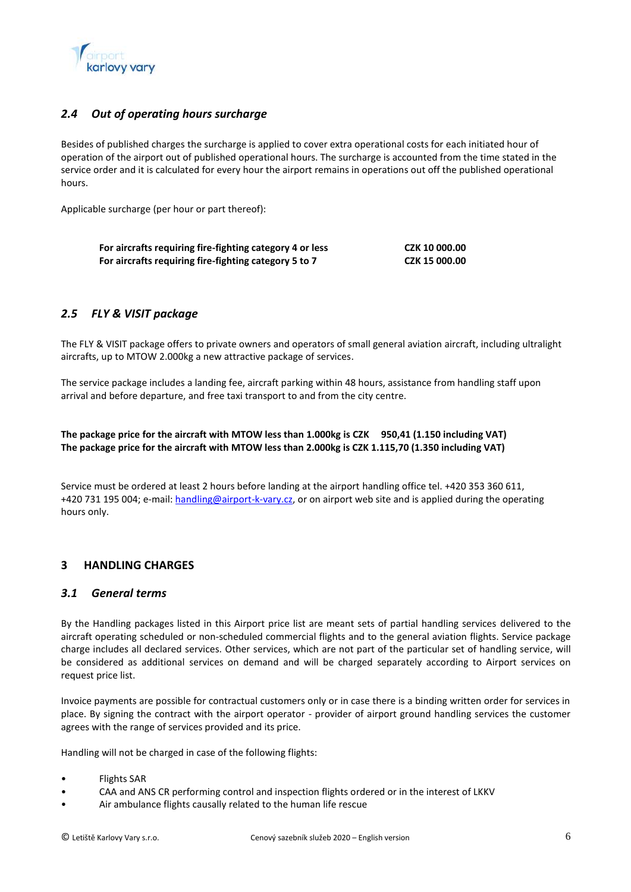### 2.4 Out of operating hours surcharge

Besides of published charges the surcharge is applied to cover extra operational costs for each initiated hour of operation of the airport out of published operational hours. The surcharge is accounted from the time stated in the service order and it is calculated for every hour the airport remains in operations out off the published operational hours.

Applicable surcharge (per hour or part thereof):

| | |
|---|---|
| **For aircrafts requiring fire-fighting category 4 or less** | **CZK 10 000.00** |
| **For aircrafts requiring fire-fighting category 5 to 7** | **CZK 15 000.00** |

### 2.5 FLY & VISIT package

The FLY & VISIT package offers to private owners and operators of small general aviation aircraft, including ultralight aircrafts, up to MTOW 2.000kg a new attractive package of services.

The service package includes a landing fee, aircraft parking within 48 hours, assistance from handling staff upon arrival and before departure, and free taxi transport to and from the city centre.

**The package price for the aircraft with MTOW less than 1.000kg is CZK 950,41 (1.150 including VAT)**
**The package price for the aircraft with MTOW less than 2.000kg is CZK 1.115,70 (1.350 including VAT)**

Service must be ordered at least 2 hours before landing at the airport handling office tel. +420 353 360 611, +420 731 195 004; e-mail: handling@airport-k-vary.cz, or on airport web site and is applied during the operating hours only.

## 3 HANDLING CHARGES

### 3.1 General terms

By the Handling packages listed in this Airport price list are meant sets of partial handling services delivered to the aircraft operating scheduled or non-scheduled commercial flights and to the general aviation flights. Service package charge includes all declared services. Other services, which are not part of the particular set of handling service, will be considered as additional services on demand and will be charged separately according to Airport services on request price list.

Invoice payments are possible for contractual customers only or in case there is a binding written order for services in place. By signing the contract with the airport operator - provider of airport ground handling services the customer agrees with the range of services provided and its price.

Handling will not be charged in case of the following flights:

- Flights SAR
- CAA and ANS CR performing control and inspection flights ordered or in the interest of LKKV
- Air ambulance flights causally related to the human life rescue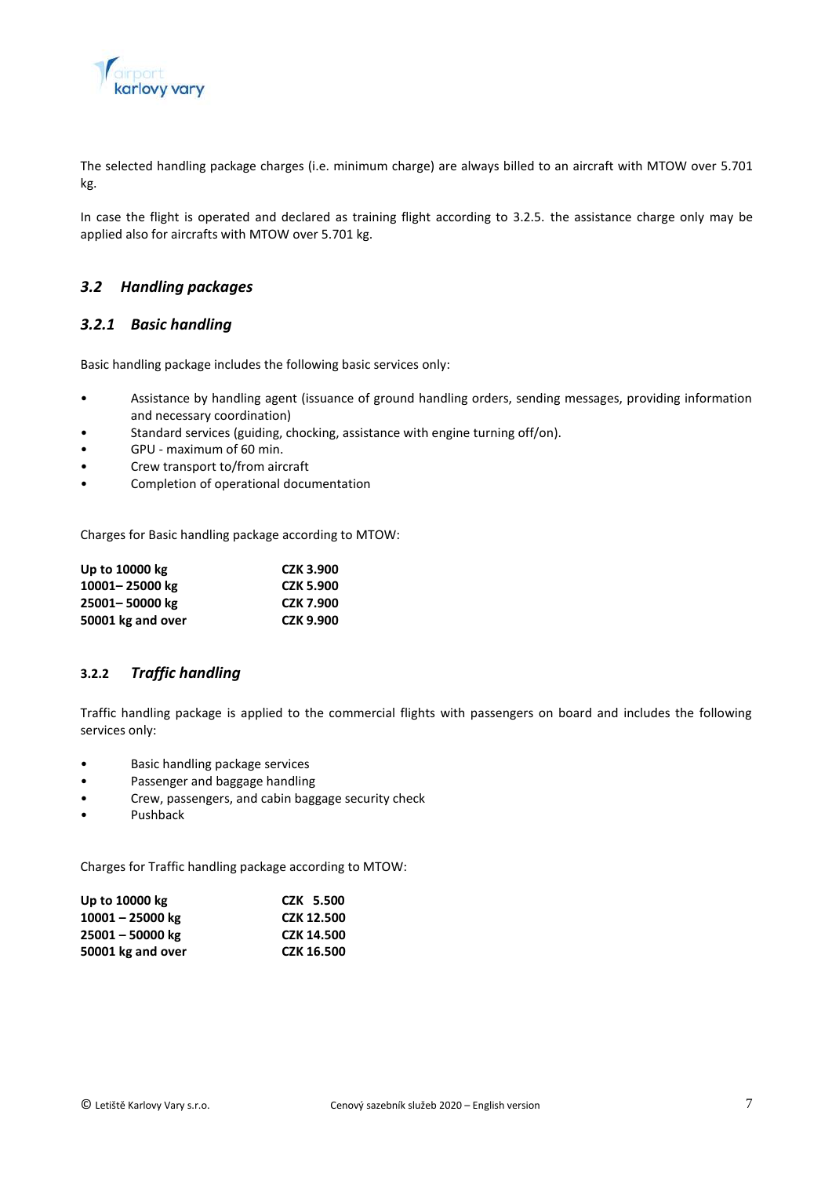The selected handling package charges (i.e. minimum charge) are always billed to an aircraft with MTOW over 5.701 kg.

In case the flight is operated and declared as training flight according to 3.2.5. the assistance charge only may be applied also for aircrafts with MTOW over 5.701 kg.

## *3.2 Handling packages*

### *3.2.1 Basic handling*

Basic handling package includes the following basic services only:

- Assistance by handling agent (issuance of ground handling orders, sending messages, providing information and necessary coordination)
- Standard services (guiding, chocking, assistance with engine turning off/on).
- GPU - maximum of 60 min.
- Crew transport to/from aircraft
- Completion of operational documentation

Charges for Basic handling package according to MTOW:

| | |
|---|---|
| **Up to 10000 kg** | **CZK 3.900** |
| **10001– 25000 kg** | **CZK 5.900** |
| **25001– 50000 kg** | **CZK 7.900** |
| **50001 kg and over** | **CZK 9.900** |

### 3.2.2 *Traffic handling*

Traffic handling package is applied to the commercial flights with passengers on board and includes the following services only:

- Basic handling package services
- Passenger and baggage handling
- Crew, passengers, and cabin baggage security check
- Pushback

Charges for Traffic handling package according to MTOW:

| | |
|---|---|
| **Up to 10000 kg** | **CZK 5.500** |
| **10001 – 25000 kg** | **CZK 12.500** |
| **25001 – 50000 kg** | **CZK 14.500** |
| **50001 kg and over** | **CZK 16.500** |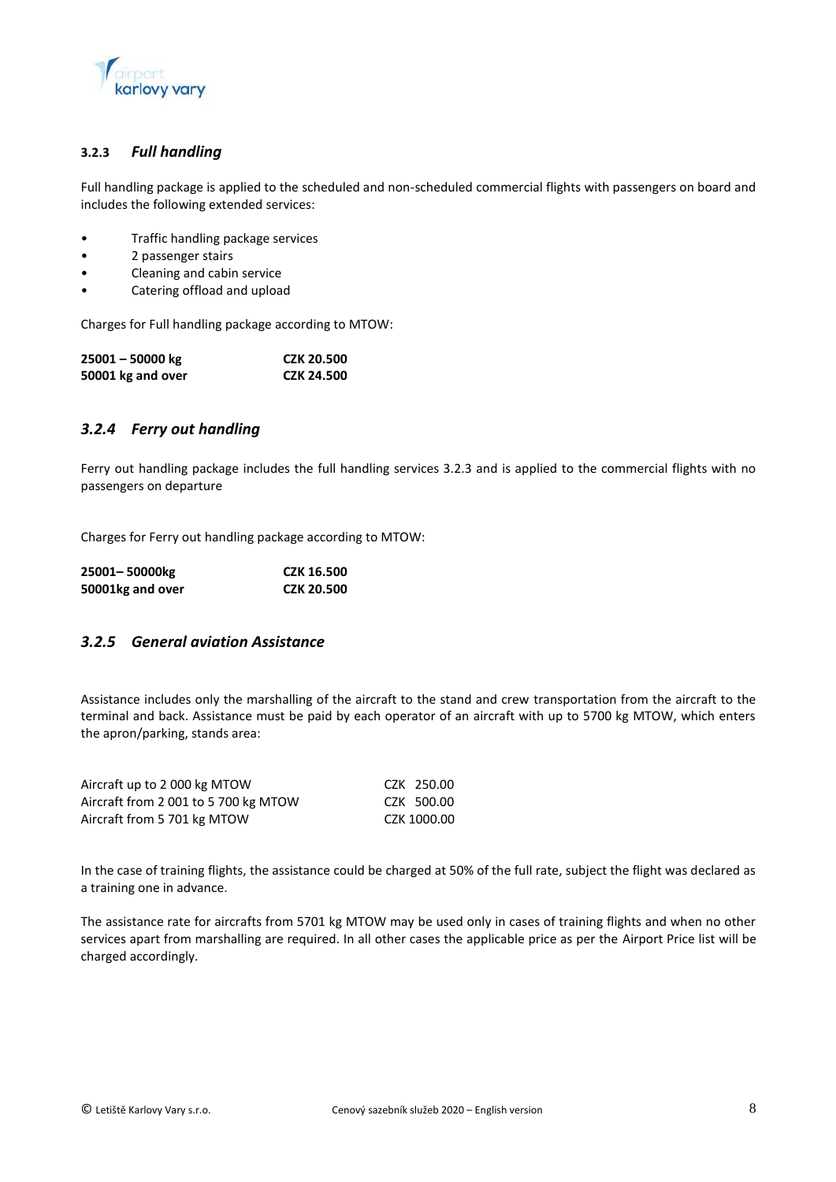### 3.2.3 *Full handling*

Full handling package is applied to the scheduled and non-scheduled commercial flights with passengers on board and includes the following extended services:

- Traffic handling package services
- 2 passenger stairs
- Cleaning and cabin service
- Catering offload and upload

Charges for Full handling package according to MTOW:

| | |
|---|---|
| **25001 – 50000 kg** | **CZK 20.500** |
| **50001 kg and over** | **CZK 24.500** |

### *3.2.4 Ferry out handling*

Ferry out handling package includes the full handling services 3.2.3 and is applied to the commercial flights with no passengers on departure

Charges for Ferry out handling package according to MTOW:

| | |
|---|---|
| **25001– 50000kg** | **CZK 16.500** |
| **50001kg and over** | **CZK 20.500** |

### *3.2.5 General aviation Assistance*

Assistance includes only the marshalling of the aircraft to the stand and crew transportation from the aircraft to the terminal and back. Assistance must be paid by each operator of an aircraft with up to 5700 kg MTOW, which enters the apron/parking, stands area:

| | |
|---|---|
| Aircraft up to 2 000 kg MTOW | CZK 250.00 |
| Aircraft from 2 001 to 5 700 kg MTOW | CZK 500.00 |
| Aircraft from 5 701 kg MTOW | CZK 1000.00 |

In the case of training flights, the assistance could be charged at 50% of the full rate, subject the flight was declared as a training one in advance.

The assistance rate for aircrafts from 5701 kg MTOW may be used only in cases of training flights and when no other services apart from marshalling are required. In all other cases the applicable price as per the Airport Price list will be charged accordingly.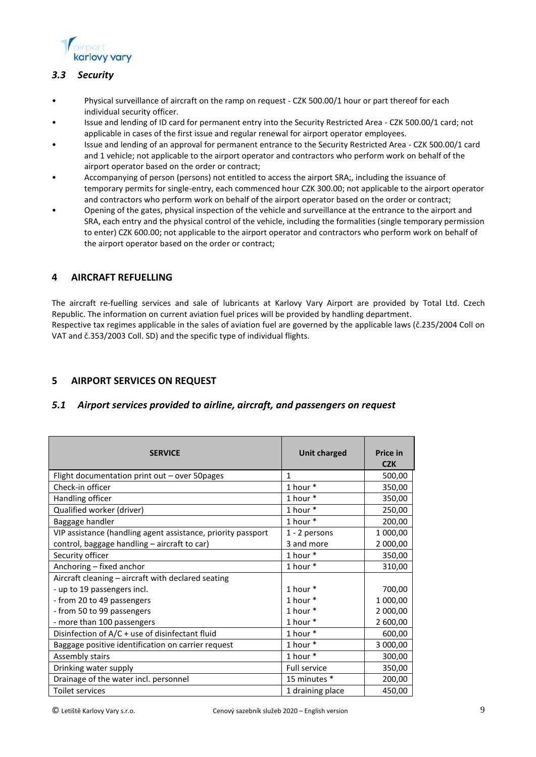### 3.3 Security

- Physical surveillance of aircraft on the ramp on request - CZK 500.00/1 hour or part thereof for each individual security officer.
- Issue and lending of ID card for permanent entry into the Security Restricted Area - CZK 500.00/1 card; not applicable in cases of the first issue and regular renewal for airport operator employees.
- Issue and lending of an approval for permanent entrance to the Security Restricted Area - CZK 500.00/1 card and 1 vehicle; not applicable to the airport operator and contractors who perform work on behalf of the airport operator based on the order or contract;
- Accompanying of person (persons) not entitled to access the airport SRA;, including the issuance of temporary permits for single-entry, each commenced hour CZK 300.00; not applicable to the airport operator and contractors who perform work on behalf of the airport operator based on the order or contract;
- Opening of the gates, physical inspection of the vehicle and surveillance at the entrance to the airport and SRA, each entry and the physical control of the vehicle, including the formalities (single temporary permission to enter) CZK 600.00; not applicable to the airport operator and contractors who perform work on behalf of the airport operator based on the order or contract;

## 4 AIRCRAFT REFUELLING

The aircraft re-fuelling services and sale of lubricants at Karlovy Vary Airport are provided by Total Ltd. Czech Republic. The information on current aviation fuel prices will be provided by handling department.
Respective tax regimes applicable in the sales of aviation fuel are governed by the applicable laws (č.235/2004 Coll on VAT and č.353/2003 Coll. SD) and the specific type of individual flights.

## 5 AIRPORT SERVICES ON REQUEST

### 5.1 Airport services provided to airline, aircraft, and passengers on request

| SERVICE | Unit charged | Price in CZK |
|---|---|---|
| Flight documentation print out – over 50pages | 1 | 500,00 |
| Check-in officer | 1 hour * | 350,00 |
| Handling officer | 1 hour * | 350,00 |
| Qualified worker (driver) | 1 hour * | 250,00 |
| Baggage handler | 1 hour * | 200,00 |
| VIP assistance (handling agent assistance, priority passport control, baggage handling – aircraft to car) | 1 - 2 persons<br>3 and more | 1 000,00<br>2 000,00 |
| Security officer | 1 hour * | 350,00 |
| Anchoring – fixed anchor | 1 hour * | 310,00 |
| Aircraft cleaning – aircraft with declared seating | | |
| - up to 19 passengers incl. | 1 hour * | 700,00 |
| - from 20 to 49 passengers | 1 hour * | 1 000,00 |
| - from 50 to 99 passengers | 1 hour * | 2 000,00 |
| - more than 100 passengers | 1 hour * | 2 600,00 |
| Disinfection of A/C + use of disinfectant fluid | 1 hour * | 600,00 |
| Baggage positive identification on carrier request | 1 hour * | 3 000,00 |
| Assembly stairs | 1 hour * | 300,00 |
| Drinking water supply | Full service | 350,00 |
| Drainage of the water incl. personnel | 15 minutes * | 200,00 |
| Toilet services | 1 draining place | 450,00 |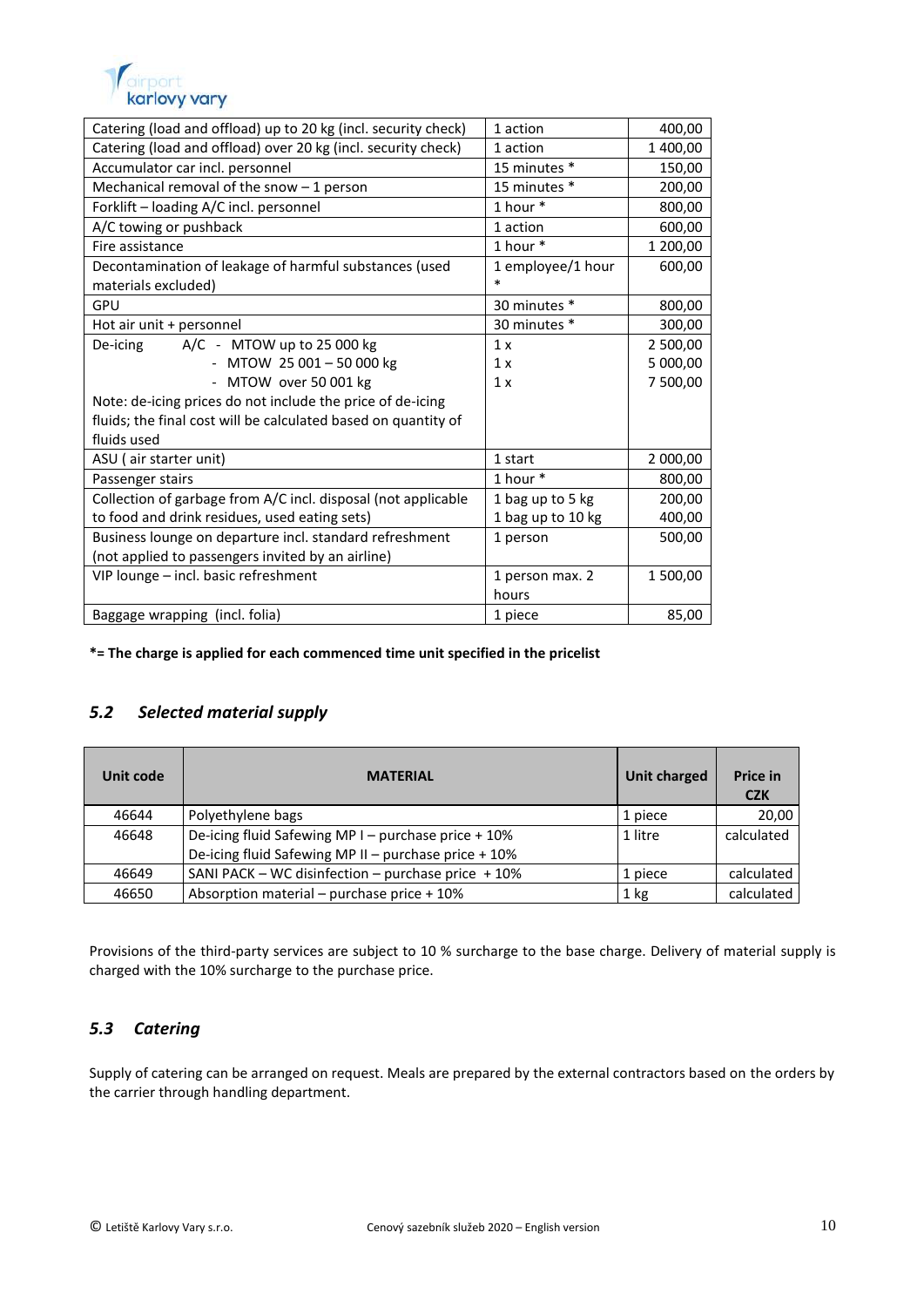| | | |
|---|---|---|
| Catering (load and offload) up to 20 kg (incl. security check) | 1 action | 400,00 |
| Catering (load and offload) over 20 kg (incl. security check) | 1 action | 1 400,00 |
| Accumulator car incl. personnel | 15 minutes * | 150,00 |
| Mechanical removal of the snow – 1 person | 15 minutes * | 200,00 |
| Forklift – loading A/C incl. personnel | 1 hour * | 800,00 |
| A/C towing or pushback | 1 action | 600,00 |
| Fire assistance | 1 hour * | 1 200,00 |
| Decontamination of leakage of harmful substances (used materials excluded) | 1 employee/1 hour * | 600,00 |
| GPU | 30 minutes * | 800,00 |
| Hot air unit + personnel | 30 minutes * | 300,00 |
| De-icing A/C - MTOW up to 25 000 kg<br>- MTOW 25 001 – 50 000 kg<br>- MTOW over 50 001 kg<br>Note: de-icing prices do not include the price of de-icing fluids; the final cost will be calculated based on quantity of fluids used | 1 x<br>1 x<br>1 x | 2 500,00<br>5 000,00<br>7 500,00 |
| ASU ( air starter unit) | 1 start | 2 000,00 |
| Passenger stairs | 1 hour * | 800,00 |
| Collection of garbage from A/C incl. disposal (not applicable to food and drink residues, used eating sets) | 1 bag up to 5 kg<br>1 bag up to 10 kg | 200,00<br>400,00 |
| Business lounge on departure incl. standard refreshment (not applied to passengers invited by an airline) | 1 person | 500,00 |
| VIP lounge – incl. basic refreshment | 1 person max. 2 hours | 1 500,00 |
| Baggage wrapping (incl. folia) | 1 piece | 85,00 |

**\*= The charge is applied for each commenced time unit specified in the pricelist**

## *5.2 Selected material supply*

| Unit code | MATERIAL | Unit charged | Price in CZK |
|---|---|---|---|
| 46644 | Polyethylene bags | 1 piece | 20,00 |
| 46648 | De-icing fluid Safewing MP I – purchase price + 10%<br>De-icing fluid Safewing MP II – purchase price + 10% | 1 litre | calculated |
| 46649 | SANI PACK – WC disinfection – purchase price + 10% | 1 piece | calculated |
| 46650 | Absorption material – purchase price + 10% | 1 kg | calculated |

Provisions of the third-party services are subject to 10 % surcharge to the base charge. Delivery of material supply is charged with the 10% surcharge to the purchase price.

## *5.3 Catering*

Supply of catering can be arranged on request. Meals are prepared by the external contractors based on the orders by the carrier through handling department.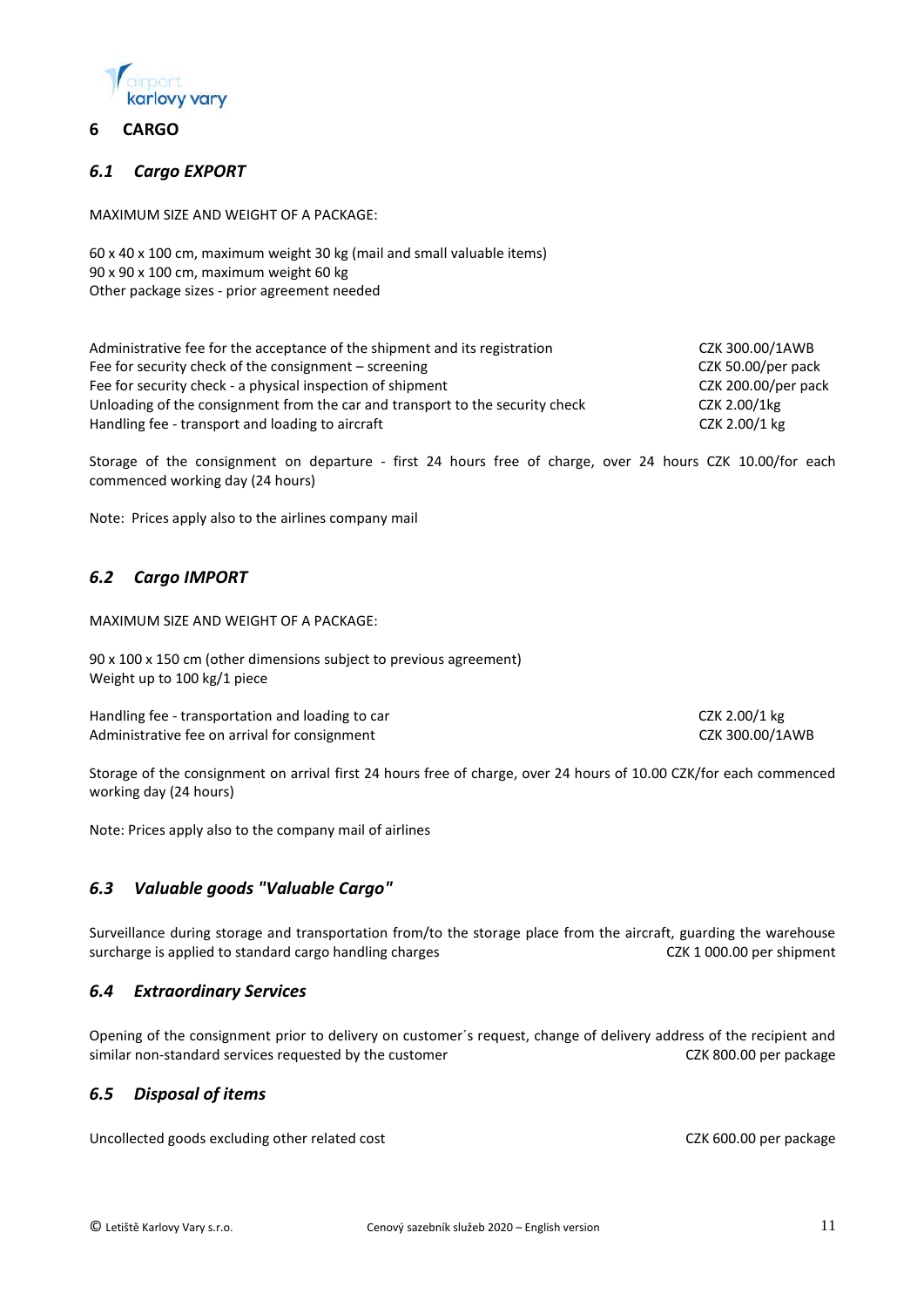# 6 CARGO

## 6.1 *Cargo EXPORT*

MAXIMUM SIZE AND WEIGHT OF A PACKAGE:

60 x 40 x 100 cm, maximum weight 30 kg (mail and small valuable items)
90 x 90 x 100 cm, maximum weight 60 kg
Other package sizes - prior agreement needed

| | |
|---|---|
| Administrative fee for the acceptance of the shipment and its registration | CZK 300.00/1AWB |
| Fee for security check of the consignment – screening | CZK 50.00/per pack |
| Fee for security check - a physical inspection of shipment | CZK 200.00/per pack |
| Unloading of the consignment from the car and transport to the security check | CZK 2.00/1kg |
| Handling fee - transport and loading to aircraft | CZK 2.00/1 kg |

Storage of the consignment on departure - first 24 hours free of charge, over 24 hours CZK 10.00/for each commenced working day (24 hours)

Note: Prices apply also to the airlines company mail

## 6.2 *Cargo IMPORT*

MAXIMUM SIZE AND WEIGHT OF A PACKAGE:

90 x 100 x 150 cm (other dimensions subject to previous agreement)
Weight up to 100 kg/1 piece

| | |
|---|---|
| Handling fee - transportation and loading to car | CZK 2.00/1 kg |
| Administrative fee on arrival for consignment | CZK 300.00/1AWB |

Storage of the consignment on arrival first 24 hours free of charge, over 24 hours of 10.00 CZK/for each commenced working day (24 hours)

Note: Prices apply also to the company mail of airlines

## 6.3 *Valuable goods "Valuable Cargo"*

Surveillance during storage and transportation from/to the storage place from the aircraft, guarding the warehouse surcharge is applied to standard cargo handling charges CZK 1 000.00 per shipment

## 6.4 *Extraordinary Services*

Opening of the consignment prior to delivery on customer´s request, change of delivery address of the recipient and similar non-standard services requested by the customer CZK 800.00 per package

## 6.5 *Disposal of items*

Uncollected goods excluding other related cost CZK 600.00 per package